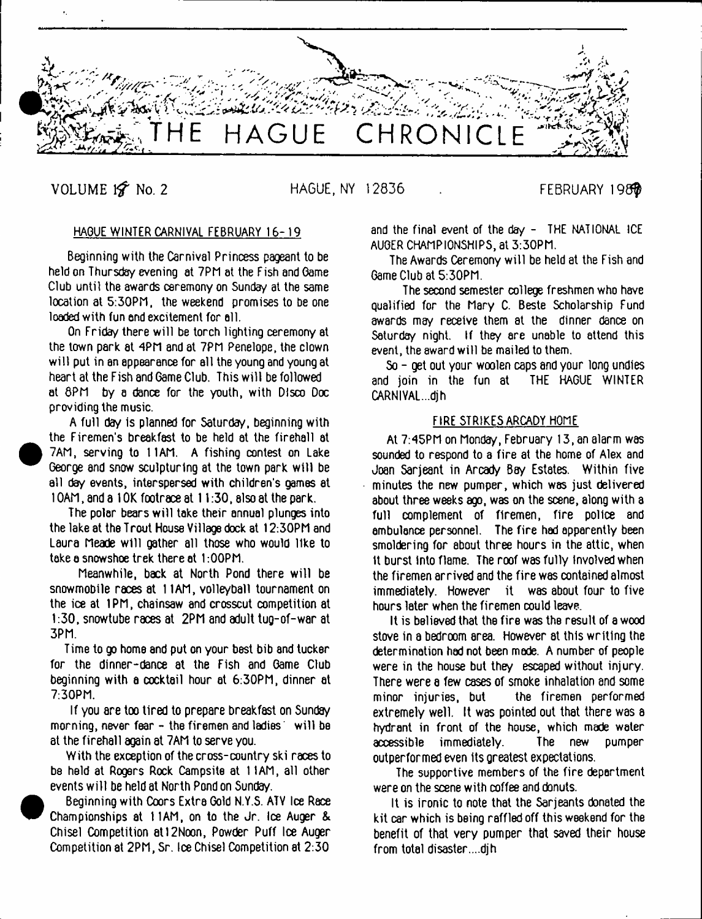# THE HAGUE CHRONICLE

VOLUME 19 No. 2 HAGUE, NY 12836 FEBRUARY 1989

## HAGUE WINTER CARNIVAL FEBRUARY 16-19

Beginning with the Carnival Princess pageant to be held on Thursday evening at 7PM at the Fish and Game Club until the awards ceremony on Sunday at the same location at 5:30PM, the weekend promises to be one loaded with fun and excitement for all.

On Friday there will be torch lighting ceremony at the town park at 4PM and at 7PM Penelope, the clown will put in an appearance for all the young and young at heart at the Fish and Game Club. This will be followed at 8PM by a dance for the youth, with Disco Doc providing the music.

A full day is planned for Saturday, beginning with the Firemen's breakfast to be held at the firehall at 7AM, serving to 11AM. A fishing contest on Lake George and snow sculpturing at the town park will be all day events, interspersed with children's games at 10AM, and a 10K footrace at 11:30, also at the park.

The polar bears will take their annual plunges into the lake at the Trout House Village dock at 12:30PM and Laura Meade will gather all those who would like to take a snowshoe trek there at 1:00PM.

Meanwhile, back at North Pond there will be snowmobile races at 11AM, volleyball tournament on the ice at 1PM, chainsaw and crosscut competition at 1:30, snowtube races at 2PM and adult tug-of-war at 3PM.

Time to go home and put on your best bib and tucker for the dinner-dance at the Fish and Game Club beginning with a cocktail hour at 6:30PM, dinner at 7:30PM.

If you are too tired to prepare breakfast on Sunday morning, never fear - the firemen and ladies will be at the firehall again at 7AM to serve you.

With the exception of the cross-country ski races to be held at Rogers Rock Campsite at 11AM, all other events will be held at North Pond on Sunday.

Beginning with Coors Extra Gold N.Y.S. ATV Ice Race Championships at 11AM, on to the Jr. Ice Auger & Chisel Competition at12Noon, Powder Puff Ice Auger Competition at 2PM, Sr. Ice Chisel Competition at 2:30 and the final event of the day - THE NATIONAL ICE AUGER CHAMPIONSHIPS, at 3:30PM.

The Awards Ceremony will be held at the Fish and Game Club at 5:30PM.

The second semester college freshmen who have qualified for the Mary C. Beste Scholarship Fund awards may receive them at the dinner dance on Saturday night. If they are unable to attend this event, the award will be mailed to them.

So - get out your woolen caps and your long undies and join in the fun at THE HAGUE WINTER CARNIVAL...djh

## FIRE STRIKES ARCADY HOME

At 7:45PM on Monday, February 13, an alarm was sounded to respond to a fire at the home of Alex and Joan Sarjeant in Arcady Bay Estates. Within five minutes the new pumper, which was just delivered about three weeks ago, was on the scene, along with a full complement of firemen, fire police and ambulance personnel. The fire had apparently been smoldering for about three hours in the attic, when it burst into flame. The roof was fully involved when the firemen arrived and the fire was contained almost immediately. However it was about four to five hours later when the firemen could leave.

It is believed that the fire was the result of a wood stove in a bedroom area. However at this writing the determination had not been made. A number of people were in the house but they escaped without injury. There were a few cases of smoke inhalation and some minor injuries, but the firemen performed extremely well. It was pointed out that there was a hydrant in front of the house, which made water accessible immediately. The new pumper outperformed even its greatest expectations.

The supportive members of the fire department were on the scene with coffee and donuts.

It is ironic to note that the Sarjeants donated the kit car which is being raffled off this weekend for the benefit of that very pumper that saved their house from total disaster....djh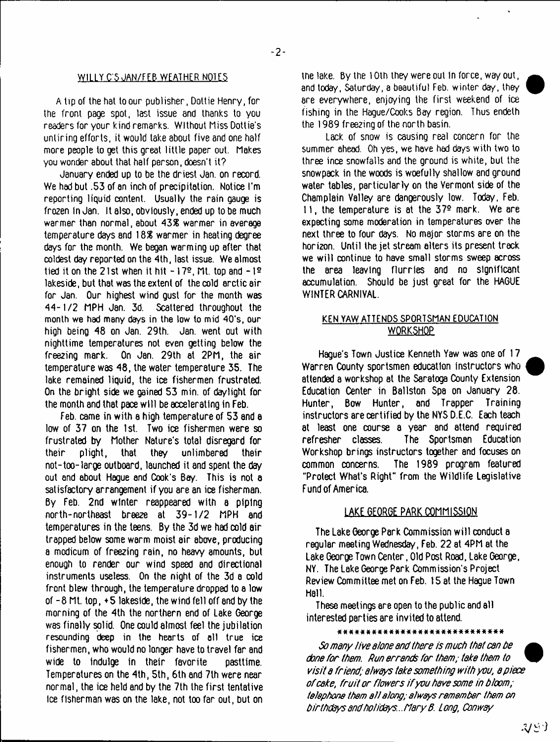## WILLY C'S JAN/FEB WEATHER NOTES

A tip of the hat to our publisher, Dottie Henry, for the front page spot, last issue and thanks to you readers for your kind remarks. Without Miss Dottie's untiring efforts, it would take about five and one half more people to get this great little paper out. Makes you wonder about that half person, doesn't it?

January ended up to be the driest Jan. on record. We had but .53 of an inch of precipitation. Notice I'm reporting liquid content. Usually the rain gauge is frozen in Jan. It also, obviously, ended up to be much warmer than normal, about 43% warmer in average temperature days and 18% warmer in heating degree days for the month. We began warming up after that coldest day reported on the 4th, last issue. We almost tied it on the 21st when it hit -17º, Mt. top and -1º lakeside, but that was the extent of the cold arctic air for Jan. Our highest wind gust for the month was 44-1/2 MPH Jan. 3d. Scattered throughout the month we had many days in the low to mid 40's, our high being 48 on Jan. 29th. Jan. went out with nighttime temperatures not even getting below the freezing mark. On Jan. 29th at 2PM, the air temperature was 48, the water temperature 35. The lake remained liquid, the ice fishermen frustrated. On the bright side we gained 53 min. of daylight for the month and that pace will be accelerating in Feb.

Feb. came in with a high temperature of 53 and a low of 37 on the 1st. Two ice fishermen were so frustrated by Mother Nature's total disregard for their plight, that they unlimbered their not-too-large outboard, launched it and spent the day out and about Hague and Cook's Bay. This is not a satisfactory arrangement if you are an ice fisherman. By Feb. 2nd winter reappeared with a piping north-northeast breeze at 39-1/2 MPH and temperatures in the teens. By the 3d we had cold air trapped below some warm moist air above, producing a modicum of freezing rain, no heavy amounts, but enough to render our wind speed and directional instruments useless. On the night of the 3d a cold front blew through, the temperature dropped to a low of -8 Mt. top, +5 lakeside, the wind fell off and by the morning of the 4th the northern end of Lake George was finally solid. One could almost feel the jubilation resounding deep in the hearts of all true ice fishermen, who would no longer have to travel far and wide to indulge in their favorite pasttime. Temperatures on the 4th, 5th, 6th and 7th were near normal, the ice held and by the 7th the first tentative ice fisherman was on the lake, not too far out, but on the lake. By the 10th they were out in force, way out, and today, Saturday, a beautiful Feb. winter day, they are everywhere, enjoying the first weekend of ice fishing in the Hague/Cooks Bay region. Thus endeth the 1989 freezing of the north basin.

Lack of snow is causing real concern for the summer ahead. Oh yes, we have had days with two to three ince snowfalls and the ground is white, but the snowpack in the woods is woefully shallow and ground water tables, particularly on the Vermont side of the Champlain Valley are dangerously low. Today, Feb. 11, the temperature is at the 37º mark. We are expecting some moderation in temperatures over the next three to four days. No major storms are on the horizon. Until the jet stream alters its present track we will continue to have small storms sweep across the area leaving flurries and no significant accumulation. Should be just great for the HAGUE WINTER CARNIVAL.

## KEN YAW ATTENDS SPORTSMAN EDUCATION WORKSHOP

Hague's Town Justice Kenneth Yaw was one of 17 Warren County sportsmen education instructors who attended a workshop at the Saratoga County Extension Education Center in Ballston Spa on January 28. Hunter, Bow Hunter, and Trapper Training instructors are certified by the NYS D.E.C. Each teach at least one course a year and attend required refresher classes. The Sportsman Education Workshop brings instructors together and focuses on common concerns. The 1989 program featured "Protect What's Right" from the Wildlife Legislative Fund of America.

## LAKE GEORGE PARK COMMISSION

The Lake George Park Commission will conduct a regular meeting Wednesday, Feb. 22 at 4PM at the Lake George Town Center, Old Post Road, Lake George, NY. The Lake George Park Commission's Project Review Committee met on Feb. 15 at the Hague Town Hall.

These meetings are open to the public and all interested parties are invited to attend.

\*\*\*\*\*\*\*\*\*\*\*\*\*\*\*\*\*\*\*\*\*\*\*\*\*\*\*\*\*

*So many live alone and there is much that can be done for them. Run errands for them; take them to visit a friend; always take something with you, a piece of cake, fruit or flowers if you have some in bloom; telephone them all along; always remember them on birthdays and holidays...Mary B. Long, Conway*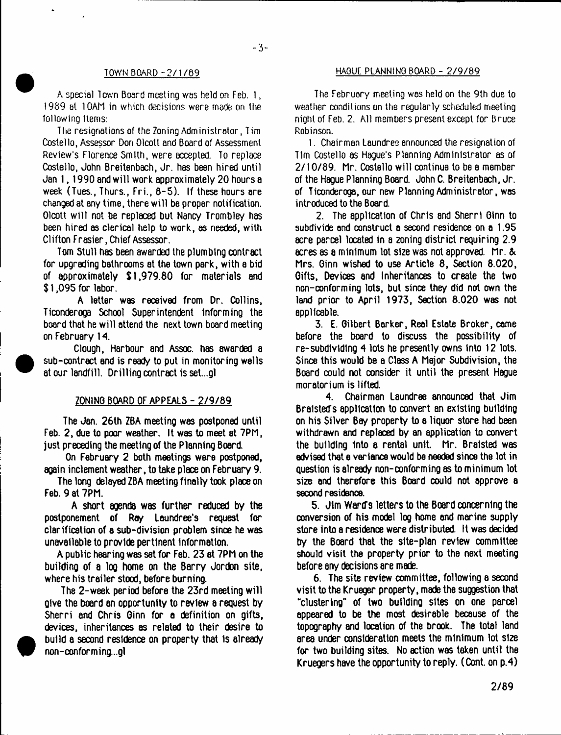## TOWN BOARD - 2/1/89

A special Town Board meeting was held on Feb. 1, 1989 at 10AM in which decisions were made on the following items:

The resignations of the Zoning Administrator, Tim Costello, Assessor Don Olcott and Board of Assessment Review's Florence Smith, were accepted. To replace Costello, John Breitenbach, Jr. has been hired until Jan 1, 1990 and will work approximately 20 hours a week (Tues., Thurs., Fri., 8-5). If these hours are changed at any time, there will be proper notification. Olcott will not be replaced but Nancy Trombley has been hired as clerical help to work, as needed, with Clifton Frasier, Chief Assessor.

Tom Stull has been awarded the plumbing contract for upgrading bathrooms at the town park, with a bid of approximately $1,979.80 for materials and $1,095 for labor.

A letter was received from Dr. Collins, Ticonderoga School Superintendent informing the board that he will attend the next town board meeting on February 14.

Clough, Harbour and Assoc. has awarded a sub-contract and is ready to put in monitoring wells at our landfill. Drilling contract is set...gl

## ZONING BOARD OF APPEALS - 2/9/89

The Jan. 26th ZBA meeting was postponed until Feb. 2, due to poor weather. It was to meet at 7PM, just preceding the meeting of the Planning Board.

On February 2 both meetings were postponed, again inclement weather, to take place on February 9.

The long delayed ZBA meeting finally took place on Feb. 9 at 7PM.

A short agenda was further reduced by the postponement of Ray Laundree's request for clarification of a sub-division problem since he was unavailable to provide pertinent information.

A public hearing was set for Feb. 23 at 7PM on the building of a log home on the Barry Jordon site, where his trailer stood, before burning.

The 2-week period before the 23rd meeting will give the board an opportunity to review a request by Sherri and Chris Ginn for a definition on gifts, devices, inheritances as related to their desire to build a second residence on property that is already non-conforming...gl

## HAGUE PLANNING BOARD - 2/9/89

The February meeting was held on the 9th due to weather conditions on the regularly scheduled meeting night of Feb. 2. All members present except for Bruce Robinson.

1. Chairman Laundree announced the resignation of Tim Costello as Hague's Planning Administrator as of 2/10/89. Mr. Costello will continue to be a member of the Hague Planning Board. John C. Breitenbach, Jr. of Ticonderoga, our new Planning Administrator, was introduced to the Board.

2. The application of Chris and Sherri Ginn to subdivide and construct a second residence on a 1.95 acre parcel located in a zoning district requiring 2.9 acres as a minimum lot size was not approved. Mr. & Mrs. Ginn wished to use Article 8, Section 8.020, Gifts, Devices and Inheritances to create the two non-conforming lots, but since they did not own the land prior to April 1973, Section 8.020 was not applicable.

3. E. Gilbert Barker, Real Estate Broker, came before the board to discuss the possibility of re-subdividing 4 lots he presently owns into 12 lots. Since this would be a Class A Major Subdivision, the Board could not consider it until the present Hague moratorium is lifted.

4. Chairman Laundree announced that Jim Braisted's application to convert an existing building on his Silver Bay property to a liquor store had been withdrawn and replaced by an application to convert the building into a rental unit. Mr. Braisted was advised that a variance would be needed since the lot in question is already non-conforming as to minimum lot size and therefore this Board could not approve a second residence.

5. Jim Ward's letters to the Board concerning the conversion of his model log home and marine supply store into a residence were distributed. It was decided by the Board that the site-plan review committee should visit the property prior to the next meeting before any decisions are made.

6. The site review committee, following a second visit to the Krueger property, made the suggestion that "clustering" of two building sites on one parcel appeared to be the most desirable because of the topography and location of the brook. The total land area under consideration meets the minimum lot size for two building sites. No action was taken until the Kruegers have the opportunity to reply. (Cont. on p.4)

2/89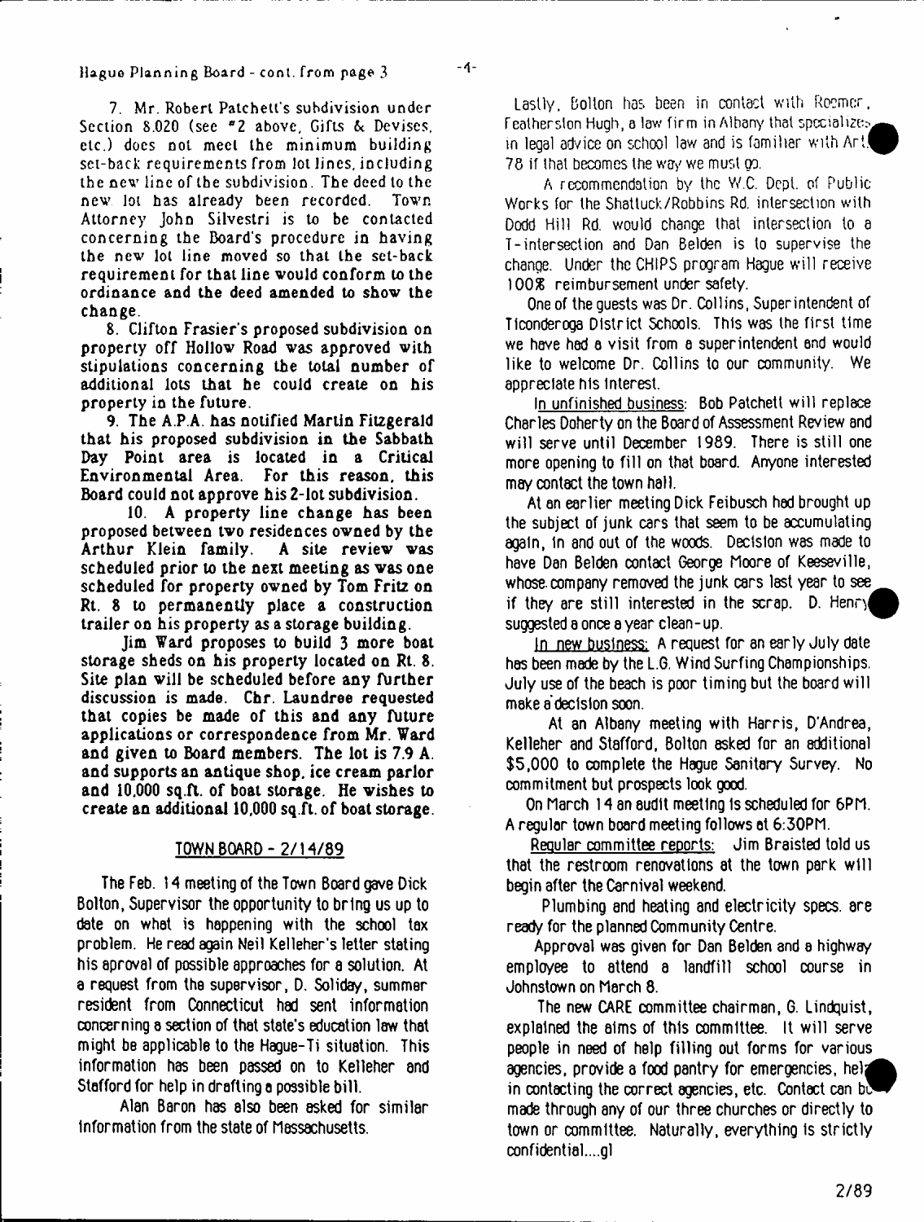Hague Planning Board - cont. from page 3

7. Mr. Robert Patchett's subdivision under Section 8.020 (see "2 above, Gifts & Devises, etc.) does not meet the minimum building set-back requirements from lot lines, including the new line of the subdivision. The deed to the new lot has already been recorded. Town Attorney John Silvestri is to be contacted concerning the Board's procedure in having the new lot line moved so that the set-back requirement for that line would conform to the ordinance and the deed amended to show the change.

8. Clifton Frasier's proposed subdivision on property off Hollow Road was approved with stipulations concerning the total number of additional lots that he could create on his property in the future.

9. The A.P.A. has notified Martin Fitzgerald that his proposed subdivision in the Sabbath Day Point area is located in a Critical Environmental Area. For this reason, this Board could not approve his 2-lot subdivision.

10. A property line change has been proposed between two residences owned by the Arthur Klein family. A site review was scheduled prior to the next meeting as was one scheduled for property owned by Tom Fritz on Rt. 8 to permanently place a construction trailer on his property as a storage building.

Jim Ward proposes to build 3 more boat storage sheds on his property located on Rt. 8. Site plan will be scheduled before any further discussion is made. Chr. Laundree requested that copies be made of this and any future applications or correspondence from Mr. Ward and given to Board members. The lot is 7.9 A. and supports an antique shop, ice cream parlor and 10,000 sq.ft. of boat storage. He wishes to create an additional 10,000 sq.ft. of boat storage.

## TOWN BOARD - 2/14/89

The Feb. 14 meeting of the Town Board gave Dick Bolton, Supervisor the opportunity to bring us up to date on what is happening with the school tax problem. He read again Neil Kelleher's letter stating his aproval of possible approaches for a solution. At a request from the supervisor, D. Soliday, summer resident from Connecticut had sent information concerning a section of that state's education law that might be applicable to the Hague-Ti situation. This information has been passed on to Kelleher and Stafford for help in drafting a possible bill.

Alan Baron has also been asked for similar information from the state of Massachusetts.

Lastly, Bolton has been in contact with Roemer, Featherston Hugh, a law firm in Albany that specializes in legal advice on school law and is familiar with Art. 78 if that becomes the way we must go.

A recommendation by the W.C. Dept. of Public Works for the Shattuck/Robbins Rd. intersection with Dodd Hill Rd. would change that intersection to a T-intersection and Dan Belden is to supervise the change. Under the CHIPS program Hague will receive 100% reimbursement under safety.

One of the guests was Dr. Collins, Superintendent of Ticonderoga District Schools. This was the first time we have had a visit from a superintendent and would like to welcome Dr. Collins to our community. We appreciate his interest.

In unfinished business: Bob Patchett will replace Charles Doherty on the Board of Assessment Review and will serve until December 1989. There is still one more opening to fill on that board. Anyone interested may contact the town hall.

At an earlier meeting Dick Feibusch had brought up the subject of junk cars that seem to be accumulating again, in and out of the woods. Decision was made to have Dan Belden contact George Moore of Keeseville, whose company removed the junk cars last year to see if they are still interested in the scrap. D. Henry suggested a once a year clean-up.

In new business: A request for an early July date has been made by the L.G. Wind Surfing Championships. July use of the beach is poor timing but the board will make a decision soon.

At an Albany meeting with Harris, D'Andrea, Kelleher and Stafford, Bolton asked for an additional $5,000 to complete the Hague Sanitary Survey. No commitment but prospects look good.

On March 14 an audit meeting is scheduled for 6PM. A regular town board meeting follows at 6:30PM.

Regular committee reports: Jim Braisted told us that the restroom renovations at the town park will begin after the Carnival weekend.

Plumbing and heating and electricity specs. are ready for the planned Community Centre.

Approval was given for Dan Belden and a highway employee to attend a landfill school course in Johnstown on March 8.

The new CARE committee chairman, G. Lindquist, explained the aims of this committee. It will serve people in need of help filling out forms for various agencies, provide a food pantry for emergencies, help in contacting the correct agencies, etc. Contact can be made through any of our three churches or directly to town or committee. Naturally, everything is strictly confidential....gl

2/89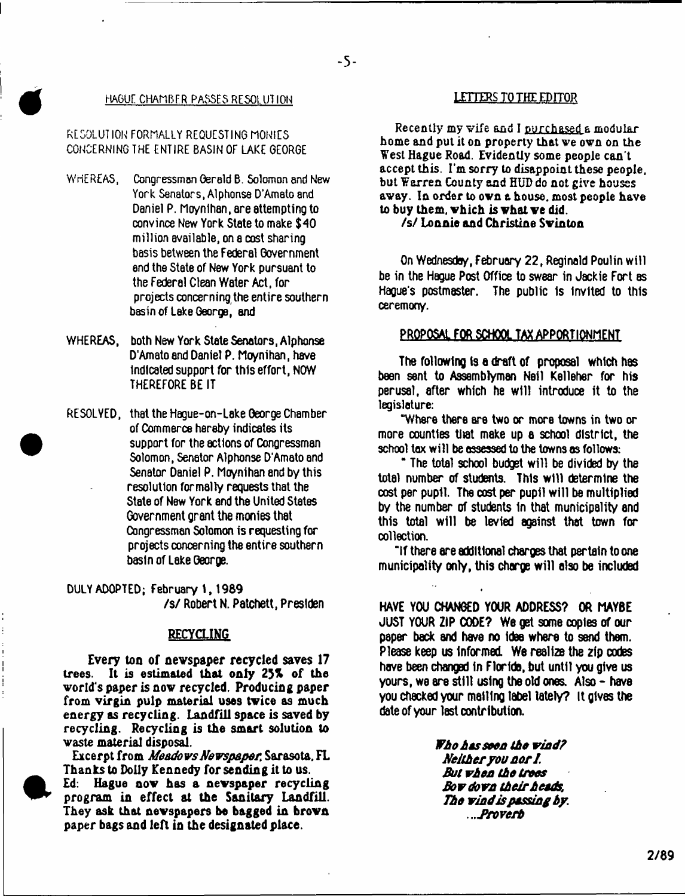## HAGUE CHAMBER PASSES RESOLUTION

RESOLUTION FORMALLY REQUESTING MONIES CONCERNING THE ENTIRE BASIN OF LAKE GEORGE

WHEREAS, Congressman Gerald B. Solomon and New York Senators, Alphonse D'Amato and Daniel P. Moynihan, are attempting to convince New York State to make $40 million available, on a cost sharing basis between the Federal Government and the State of New York pursuant to the Federal Clean Water Act, for projects concerning the entire southern basin of Lake George, and

WHEREAS, both New York State Senators, Alphonse D'Amato and Daniel P. Moynihan, have indicated support for this effort, NOW THEREFORE BE IT

RESOLVED, that the Hague-on-Lake George Chamber of Commerce hereby indicates its support for the actions of Congressman Solomon, Senator Alphonse D'Amato and Senator Daniel P. Moynihan and by this resolution formally requests that the State of New York and the United States Government grant the monies that Congressman Solomon is requesting for projects concerning the entire southern basin of Lake George.

DULY ADOPTED; February 1, 1989
/s/ Robert N. Patchett, Presiden

## RECYCLING

Every ton of newspaper recycled saves 17 trees. It is estimated that only 25% of the world's paper is now recycled. Producing paper from virgin pulp material uses twice as much energy as recycling. Landfill space is saved by recycling. Recycling is the smart solution to waste material disposal.

Excerpt from *Meadows Newspaper*, Sarasota, FL Thanks to Dolly Kennedy for sending it to us.

Ed: Hague now has a newspaper recycling program in effect at the Sanitary Landfill. They ask that newspapers be bagged in brown paper bags and left in the designated place.

## LETTERS TO THE EDITOR

Recently my wife and I purchased a modular home and put it on property that we own on the West Hague Road. Evidently some people can't accept this. I'm sorry to disappoint these people, but Warren County and HUD do not give houses away. In order to own a house, most people have to buy them, which is what we did.

/s/ Lonnie and Christine Swinton

On Wednesday, February 22, Reginald Poulin will be in the Hague Post Office to swear in Jackie Fort as Hague's postmaster. The public is invited to this ceremony.

## PROPOSAL FOR SCHOOL TAX APPORTIONMENT

The following is a draft of proposal which has been sent to Assemblyman Neil Kelleher for his perusal, after which he will introduce it to the legislature:

"Where there are two or more towns in two or more counties that make up a school district, the school tax will be assessed to the towns as follows:

" The total school budget will be divided by the total number of students. This will determine the cost per pupil. The cost per pupil will be multiplied by the number of students in that municipality and this total will be levied against that town for collection.

"If there are additional charges that pertain to one municipality only, this charge will also be included

HAVE YOU CHANGED YOUR ADDRESS? OR MAYBE JUST YOUR ZIP CODE? We get some copies of our paper back and have no idea where to send them. Please keep us informed. We realize the zip codes have been changed in Florida, but until you give us yours, we are still using the old ones. Also - have you checked your mailing label lately? It gives the date of your last contribution.

*Who has seen the wind?*
*Neither you nor I.*
*But when the trees*
*Bow down their heads,*
*The wind is passing by.*
*...Proverb*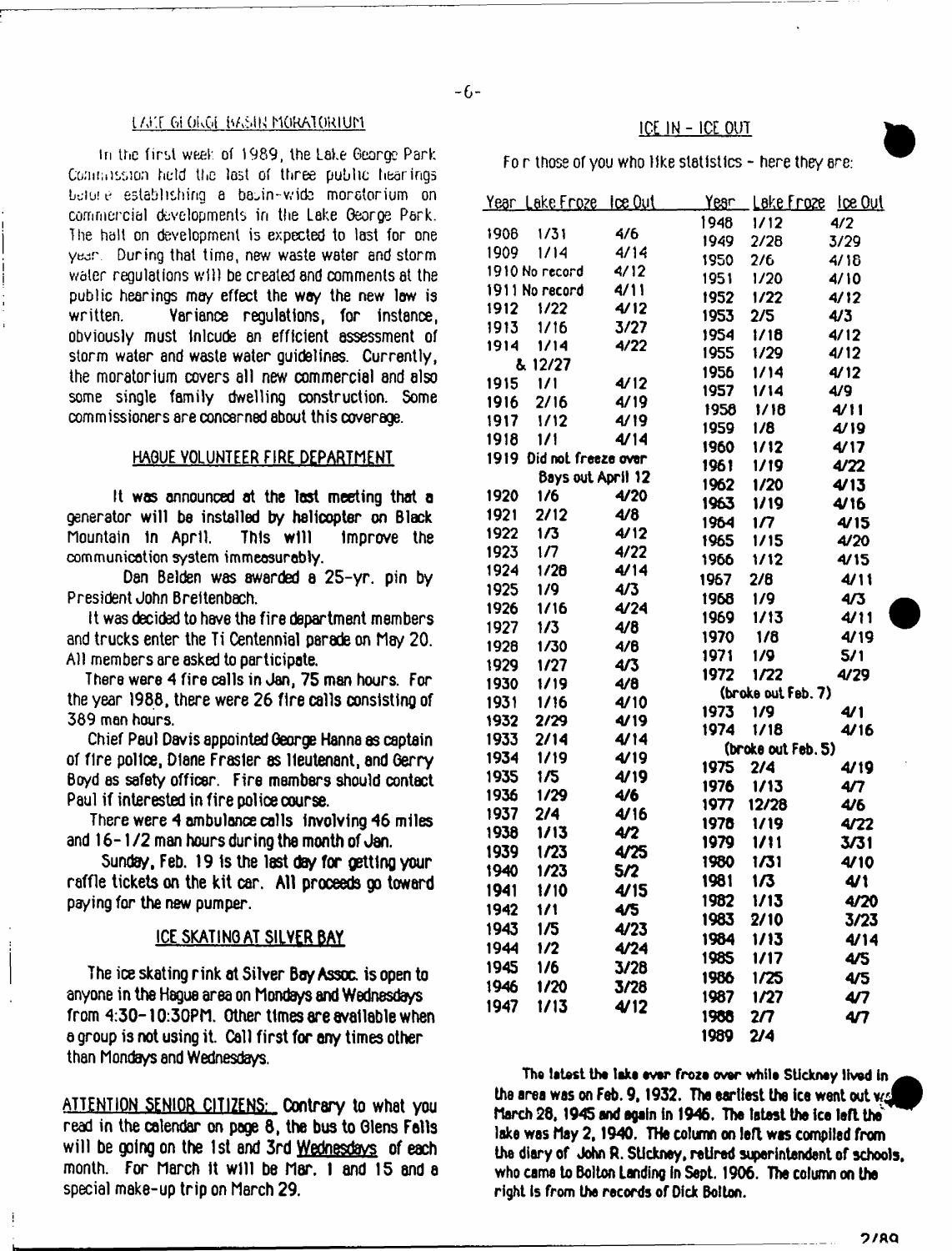## LAKE GEORGE BASIN MORATORIUM

In the first week of 1989, the Lake George Park Commission held the last of three public hearings before establishing a basin-wide moratorium on commercial developments in the Lake George Park. The halt on development is expected to last for one year. During that time, new waste water and storm water regulations will be created and comments at the public hearings may effect the way the new law is written. Variance regulations, for instance, obviously must inlcude an efficient assessment of storm water and waste water guidelines. Currently, the moratorium covers all new commercial and also some single family dwelling construction. Some commissioners are concerned about this coverage.

## HAGUE VOLUNTEER FIRE DEPARTMENT

It was announced at the last meeting that a generator will be installed by helicopter on Black Mountain in April. This will improve the communication system immeasurably.

Dan Belden was awarded a 25-yr. pin by President John Breitenbach.

It was decided to have the fire department members and trucks enter the Ti Centennial parade on May 20. All members are asked to participate.

There were 4 fire calls in Jan, 75 man hours. For the year 1988, there were 26 fire calls consisting of 389 man hours.

Chief Paul Davis appointed George Hanna as captain of fire police, Diane Frasier as lieutenant, and Gerry Boyd as safety officer. Fire members should contact Paul if interested in fire police course.

There were 4 ambulance calls involving 46 miles and 16-1/2 man hours during the month of Jan.

Sunday, Feb. 19 is the last day for getting your raffle tickets on the kit car. All proceeds go toward paying for the new pumper.

## ICE SKATING AT SILVER BAY

The ice skating rink at Silver Bay Assoc. is open to anyone in the Hague area on Mondays and Wednesdays from 4:30-10:30PM. Other times are available when a group is not using it. Call first for any times other than Mondays and Wednesdays.

ATTENTION SENIOR CITIZENS: Contrary to what you read in the calendar on page 8, the bus to Glens Falls will be going on the 1st and 3rd Wednesdays of each month. For March it will be Mar. 1 and 15 and a special make-up trip on March 29.

## ICE IN - ICE OUT

For those of you who like statistics - here they are:

| Year | Lake Froze | Ice Out |
|---|---|---|
| 1908 | 1/31 | 4/6 |
| 1909 | 1/14 | 4/14 |
| 1910 | No record | 4/12 |
| 1911 | No record | 4/11 |
| 1912 | 1/22 | 4/12 |
| 1913 | 1/16 | 3/27 |
| 1914 | 1/14 & 12/27 | 4/22 |
| 1915 | 1/1 | 4/12 |
| 1916 | 2/16 | 4/19 |
| 1917 | 1/12 | 4/19 |
| 1918 | 1/1 | 4/14 |
| 1919 | Did not freeze over | Bays out April 12 |
| 1920 | 1/6 | 4/20 |
| 1921 | 2/12 | 4/8 |
| 1922 | 1/3 | 4/12 |
| 1923 | 1/7 | 4/22 |
| 1924 | 1/28 | 4/14 |
| 1925 | 1/9 | 4/3 |
| 1926 | 1/16 | 4/24 |
| 1927 | 1/3 | 4/8 |
| 1928 | 1/30 | 4/8 |
| 1929 | 1/27 | 4/3 |
| 1930 | 1/19 | 4/8 |
| 1931 | 1/16 | 4/10 |
| 1932 | 2/29 | 4/19 |
| 1933 | 2/14 | 4/14 |
| 1934 | 1/19 | 4/19 |
| 1935 | 1/5 | 4/19 |
| 1936 | 1/29 | 4/6 |
| 1937 | 2/4 | 4/16 |
| 1938 | 1/13 | 4/2 |
| 1939 | 1/23 | 4/25 |
| 1940 | 1/23 | 5/2 |
| 1941 | 1/10 | 4/15 |
| 1942 | 1/1 | 4/5 |
| 1943 | 1/5 | 4/23 |
| 1944 | 1/2 | 4/24 |
| 1945 | 1/6 | 3/28 |
| 1946 | 1/20 | 3/28 |
| 1947 | 1/13 | 4/12 |

| Year | Lake Froze | Ice Out |
|---|---|---|
| 1948 | 1/12 | 4/2 |
| 1949 | 2/28 | 3/29 |
| 1950 | 2/6 | 4/18 |
| 1951 | 1/20 | 4/10 |
| 1952 | 1/22 | 4/12 |
| 1953 | 2/5 | 4/3 |
| 1954 | 1/18 | 4/12 |
| 1955 | 1/29 | 4/12 |
| 1956 | 1/14 | 4/12 |
| 1957 | 1/14 | 4/9 |
| 1958 | 1/18 | 4/11 |
| 1959 | 1/8 | 4/19 |
| 1960 | 1/12 | 4/17 |
| 1961 | 1/19 | 4/22 |
| 1962 | 1/20 | 4/13 |
| 1963 | 1/19 | 4/16 |
| 1964 | 1/7 | 4/15 |
| 1965 | 1/15 | 4/20 |
| 1966 | 1/12 | 4/15 |
| 1967 | 2/8 | 4/11 |
| 1968 | 1/9 | 4/3 |
| 1969 | 1/13 | 4/11 |
| 1970 | 1/8 | 4/19 |
| 1971 | 1/9 | 5/1 |
| 1972 | 1/22 (broke out Feb. 7) | 4/29 |
| 1973 | 1/9 | 4/1 |
| 1974 | 1/18 (broke out Feb. 5) | 4/16 |
| 1975 | 2/4 | 4/19 |
| 1976 | 1/13 | 4/7 |
| 1977 | 12/28 | 4/6 |
| 1978 | 1/19 | 4/22 |
| 1979 | 1/11 | 3/31 |
| 1980 | 1/31 | 4/10 |
| 1981 | 1/3 | 4/1 |
| 1982 | 1/13 | 4/20 |
| 1983 | 2/10 | 3/23 |
| 1984 | 1/13 | 4/14 |
| 1985 | 1/17 | 4/5 |
| 1986 | 1/25 | 4/5 |
| 1987 | 1/27 | 4/7 |
| 1988 | 2/7 | 4/7 |
| 1989 | 2/4 | |

**The latest the lake ever froze over while Stickney lived in the area was on Feb. 9, 1932. The earliest the ice went out was March 28, 1945 and again in 1946. The latest the ice left the lake was May 2, 1940. The column on left was compiled from the diary of John R. Stickney, retired superintendent of schools, who came to Bolton Landing in Sept. 1906. The column on the right is from the records of Dick Bolton.**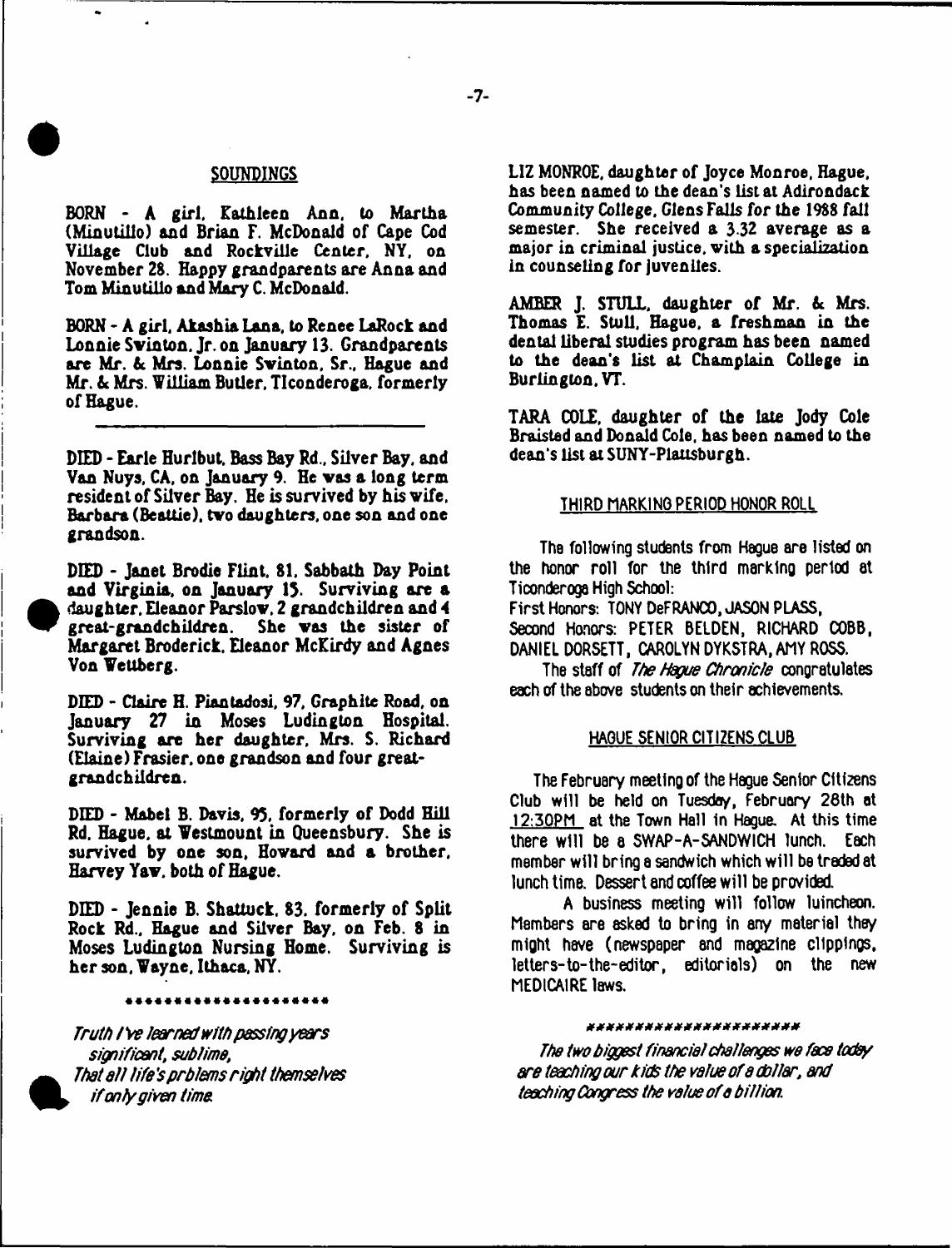## SOUNDINGS

BORN - A girl, Kathleen Ann, to Martha (Minutillo) and Brian F. McDonald of Cape Cod Village Club and Rockville Center, NY, on November 28. Happy grandparents are Anna and Tom Minutillo and Mary C. McDonald.

BORN - A girl, Akashia Lana, to Renee LaRock and Lonnie Swinton, Jr. on January 13. Grandparents are Mr. & Mrs. Lonnie Swinton, Sr., Hague and Mr. & Mrs. William Butler, Ticonderoga, formerly of Hague.

---

DIED - Earle Hurlbut, Bass Bay Rd., Silver Bay, and Van Nuys, CA, on January 9. He was a long term resident of Silver Bay. He is survived by his wife, Barbara (Beattie), two daughters, one son and one grandson.

DIED - Janet Brodie Flint, 81, Sabbath Day Point and Virginia, on January 15. Surviving are a daughter, Eleanor Parslow, 2 grandchildren and 4 great-grandchildren. She was the sister of Margaret Broderick, Eleanor McKirdy and Agnes Von Wettberg.

DIED - Claire H. Piantadosi, 97, Graphite Road, on January 27 in Moses Ludington Hospital. Surviving are her daughter, Mrs. S. Richard (Elaine) Frasier, one grandson and four great-grandchildren.

DIED - Mabel B. Davis, 95, formerly of Dodd Hill Rd, Hague, at Westmount in Queensbury. She is survived by one son, Howard and a brother, Harvey Yaw, both of Hague.

DIED - Jennie B. Shattuck, 83, formerly of Split Rock Rd., Hague and Silver Bay, on Feb. 8 in Moses Ludington Nursing Home. Surviving is her son, Wayne, Ithaca, NY.

********************

*Truth I've learned with passing years*
*significant, sublime,*
*That all life's prblems right themselves*
*if only given time.*

LIZ MONROE, daughter of Joyce Monroe, Hague, has been named to the dean's list at Adirondack Community College, Glens Falls for the 1988 fall semester. She received a 3.32 average as a major in criminal justice, with a specialization in counseling for juveniles.

AMBER J. STULL, daughter of Mr. & Mrs. Thomas E. Stull, Hague, a freshman in the dental liberal studies program has been named to the dean's list at Champlain College in Burlington, VT.

TARA COLE, daughter of the late Jody Cole Braisted and Donald Cole, has been named to the dean's list at SUNY-Plattsburgh.

## THIRD MARKING PERIOD HONOR ROLL

The following students from Hague are listed on the honor roll for the third marking period at Ticonderoga High School:

First Honors: TONY DeFRANCO, JASON PLASS,
Second Honors: PETER BELDEN, RICHARD COBB, DANIEL DORSETT, CAROLYN DYKSTRA, AMY ROSS.

The staff of *The Hague Chronicle* congratulates each of the above students on their achievements.

## HAGUE SENIOR CITIZENS CLUB

The February meeting of the Hague Senior Citizens Club will be held on Tuesday, February 28th at 12:30PM at the Town Hall in Hague. At this time there will be a SWAP-A-SANDWICH lunch. Each member will bring a sandwich which will be traded at lunch time. Dessert and coffee will be provided.

A business meeting will follow luincheon. Members are asked to bring in any material they might have (newspaper and magazine clippings, letters-to-the-editor, editorials) on the new MEDICAIRE laws.

*********************

*The two biggest financial challenges we face today are teaching our kids the value of a dollar, and teaching Congress the value of a billion.*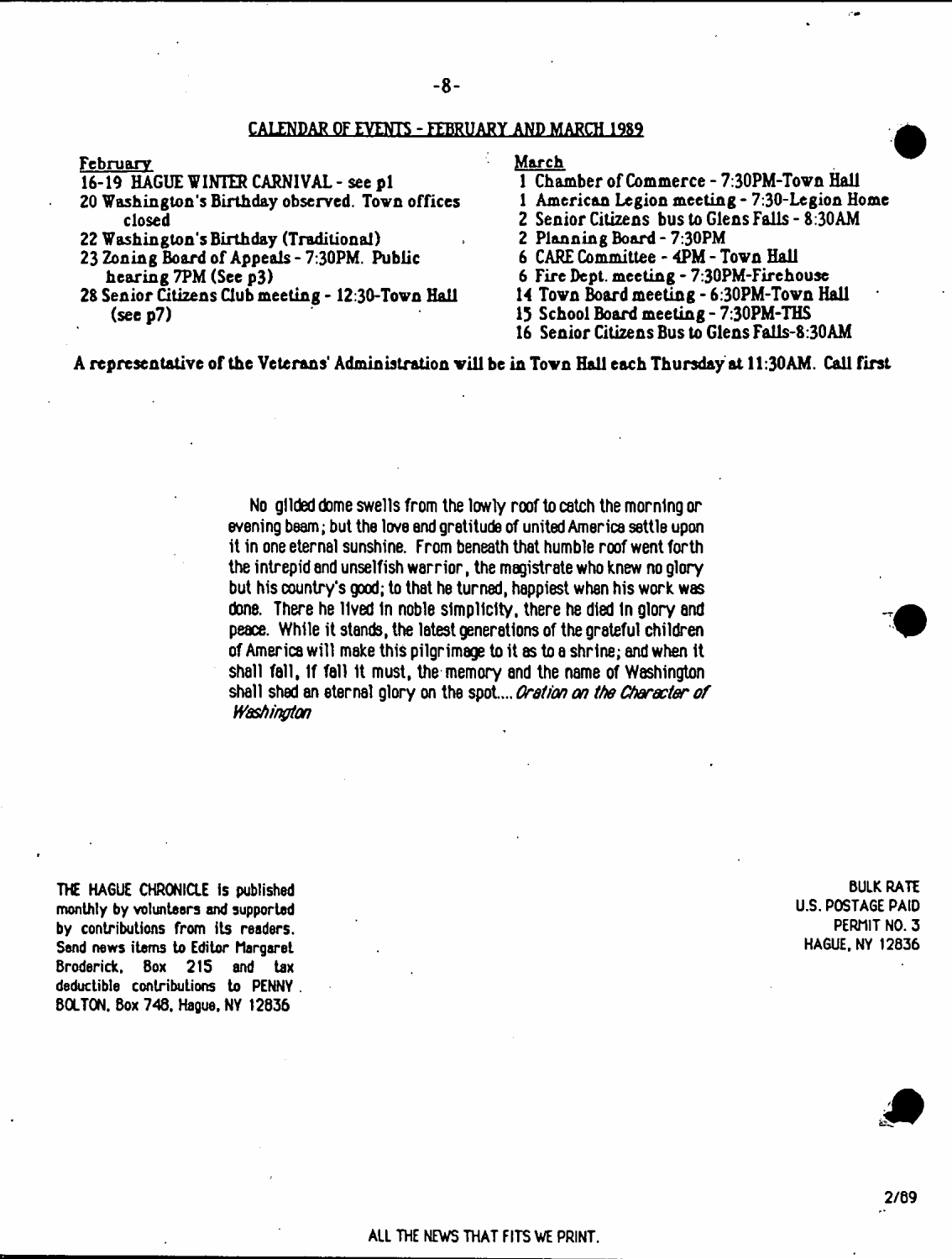## CALENDAR OF EVENTS - FEBRUARY AND MARCH 1989

**February**

16-19 HAGUE WINTER CARNIVAL - see p1

20 Washington's Birthday observed. Town offices closed

22 Washington's Birthday (Traditional)

23 Zoning Board of Appeals - 7:30PM. Public hearing 7PM (See p3)

28 Senior Citizens Club meeting - 12:30-Town Hall (see p7)

**March**

1 Chamber of Commerce - 7:30PM-Town Hall

1 American Legion meeting - 7:30-Legion Home

2 Senior Citizens bus to Glens Falls - 8:30AM

2 Planning Board - 7:30PM

6 CARE Committee - 4PM - Town Hall

6 Fire Dept. meeting - 7:30PM-Firehouse

14 Town Board meeting - 6:30PM-Town Hall

15 School Board meeting - 7:30PM-THS

16 Senior Citizens Bus to Glens Falls-8:30AM

**A representative of the Veterans' Administration will be in Town Hall each Thursday at 11:30AM. Call first**

No gilded dome swells from the lowly roof to catch the morning or evening beam; but the love and gratitude of united America settle upon it in one eternal sunshine. From beneath that humble roof went forth the intrepid and unselfish warrior, the magistrate who knew no glory but his country's good; to that he turned, happiest when his work was done. There he lived in noble simplicity, there he died in glory and peace. While it stands, the latest generations of the grateful children of America will make this pilgrimage to it as to a shrine; and when it shall fall, if fall it must, the memory and the name of Washington shall shed an eternal glory on the spot.... *Oration on the Character of Washington*

THE HAGUE CHRONICLE is published monthly by volunteers and supported by contributions from its readers. Send news items to Editor Margaret Broderick, Box 215 and tax deductible contributions to PENNY BOLTON, Box 748, Hague, NY 12836

BULK RATE
U.S. POSTAGE PAID
PERMIT NO. 3
HAGUE, NY 12836

2/89

ALL THE NEWS THAT FITS WE PRINT.